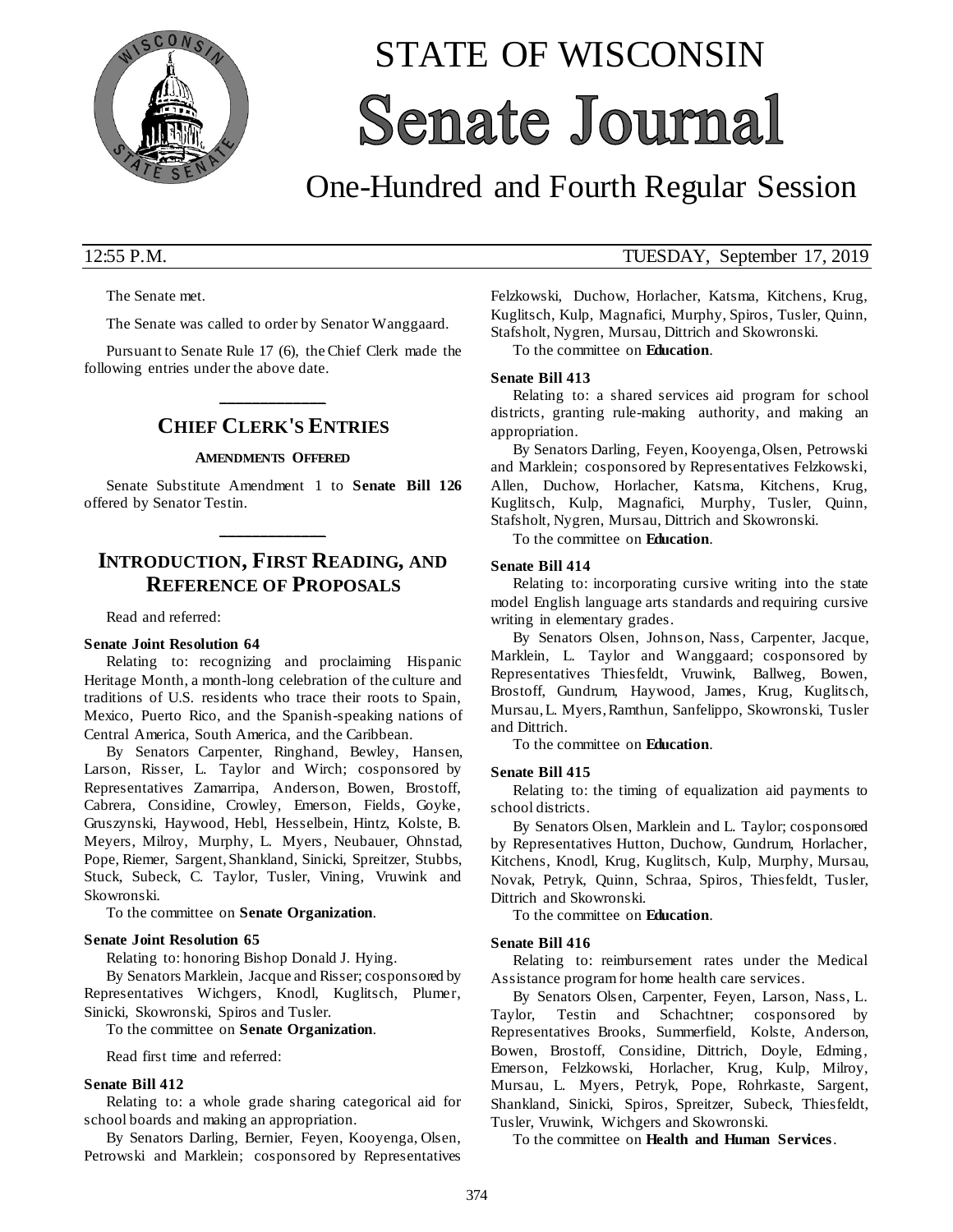# STATE OF WISCONSIN
# Senate Journal

## One-Hundred and Fourth Regular Session

12:55 P.M. TUESDAY, September 17, 2019

The Senate met.

The Senate was called to order by Senator Wanggaard.

Pursuant to Senate Rule 17 (6), the Chief Clerk made the following entries under the above date.

---

## CHIEF CLERK'S ENTRIES

### AMENDMENTS OFFERED

Senate Substitute Amendment 1 to **Senate Bill 126** offered by Senator Testin.

---

## INTRODUCTION, FIRST READING, AND REFERENCE OF PROPOSALS

Read and referred:

**Senate Joint Resolution 64**

Relating to: recognizing and proclaiming Hispanic Heritage Month, a month-long celebration of the culture and traditions of U.S. residents who trace their roots to Spain, Mexico, Puerto Rico, and the Spanish-speaking nations of Central America, South America, and the Caribbean.

By Senators Carpenter, Ringhand, Bewley, Hansen, Larson, Risser, L. Taylor and Wirch; cosponsored by Representatives Zamarripa, Anderson, Bowen, Brostoff, Cabrera, Considine, Crowley, Emerson, Fields, Goyke, Gruszynski, Haywood, Hebl, Hesselbein, Hintz, Kolste, B. Meyers, Milroy, Murphy, L. Myers, Neubauer, Ohnstad, Pope, Riemer, Sargent, Shankland, Sinicki, Spreitzer, Stubbs, Stuck, Subeck, C. Taylor, Tusler, Vining, Vruwink and Skowronski.

To the committee on **Senate Organization**.

**Senate Joint Resolution 65**

Relating to: honoring Bishop Donald J. Hying.

By Senators Marklein, Jacque and Risser; cosponsored by Representatives Wichgers, Knodl, Kuglitsch, Plumer, Sinicki, Skowronski, Spiros and Tusler.

To the committee on **Senate Organization**.

Read first time and referred:

**Senate Bill 412**

Relating to: a whole grade sharing categorical aid for school boards and making an appropriation.

By Senators Darling, Bernier, Feyen, Kooyenga, Olsen, Petrowski and Marklein; cosponsored by Representatives Felzkowski, Duchow, Horlacher, Katsma, Kitchens, Krug, Kuglitsch, Kulp, Magnafici, Murphy, Spiros, Tusler, Quinn, Stafsholt, Nygren, Mursau, Dittrich and Skowronski.

To the committee on **Education**.

**Senate Bill 413**

Relating to: a shared services aid program for school districts, granting rule-making authority, and making an appropriation.

By Senators Darling, Feyen, Kooyenga, Olsen, Petrowski and Marklein; cosponsored by Representatives Felzkowski, Allen, Duchow, Horlacher, Katsma, Kitchens, Krug, Kuglitsch, Kulp, Magnafici, Murphy, Tusler, Quinn, Stafsholt, Nygren, Mursau, Dittrich and Skowronski.

To the committee on **Education**.

**Senate Bill 414**

Relating to: incorporating cursive writing into the state model English language arts standards and requiring cursive writing in elementary grades.

By Senators Olsen, Johnson, Nass, Carpenter, Jacque, Marklein, L. Taylor and Wanggaard; cosponsored by Representatives Thiesfeldt, Vruwink, Ballweg, Bowen, Brostoff, Gundrum, Haywood, James, Krug, Kuglitsch, Mursau, L. Myers, Ramthun, Sanfelippo, Skowronski, Tusler and Dittrich.

To the committee on **Education**.

**Senate Bill 415**

Relating to: the timing of equalization aid payments to school districts.

By Senators Olsen, Marklein and L. Taylor; cosponsored by Representatives Hutton, Duchow, Gundrum, Horlacher, Kitchens, Knodl, Krug, Kuglitsch, Kulp, Murphy, Mursau, Novak, Petryk, Quinn, Schraa, Spiros, Thiesfeldt, Tusler, Dittrich and Skowronski.

To the committee on **Education**.

**Senate Bill 416**

Relating to: reimbursement rates under the Medical Assistance program for home health care services.

By Senators Olsen, Carpenter, Feyen, Larson, Nass, L. Taylor, Testin and Schachtner; cosponsored by Representatives Brooks, Summerfield, Kolste, Anderson, Bowen, Brostoff, Considine, Dittrich, Doyle, Edming, Emerson, Felzkowski, Horlacher, Krug, Kulp, Milroy, Mursau, L. Myers, Petryk, Pope, Rohrkaste, Sargent, Shankland, Sinicki, Spiros, Spreitzer, Subeck, Thiesfeldt, Tusler, Vruwink, Wichgers and Skowronski.

To the committee on **Health and Human Services**.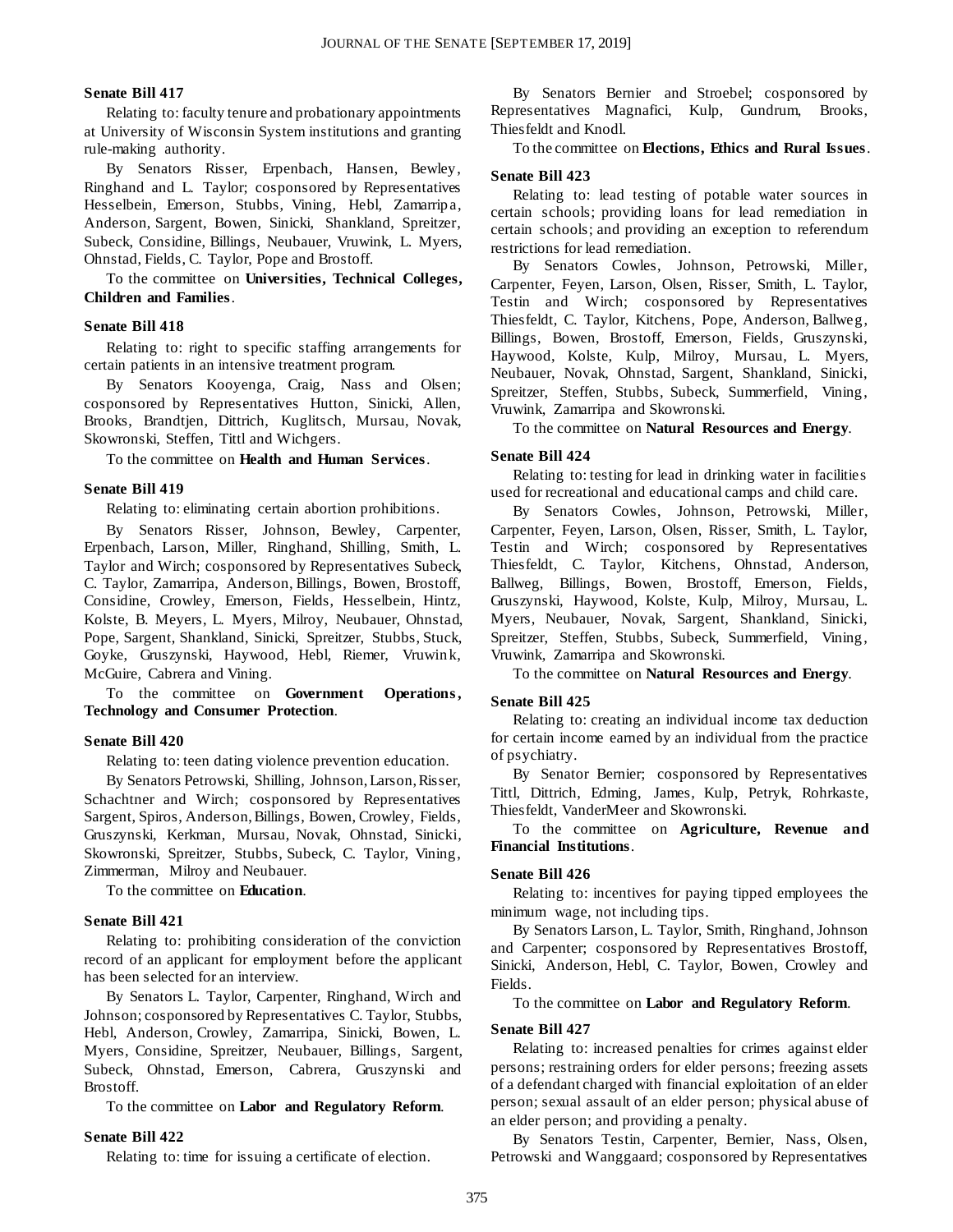**Senate Bill 417**

Relating to: faculty tenure and probationary appointments at University of Wisconsin System institutions and granting rule-making authority.

By Senators Risser, Erpenbach, Hansen, Bewley, Ringhand and L. Taylor; cosponsored by Representatives Hesselbein, Emerson, Stubbs, Vining, Hebl, Zamarripa, Anderson, Sargent, Bowen, Sinicki, Shankland, Spreitzer, Subeck, Considine, Billings, Neubauer, Vruwink, L. Myers, Ohnstad, Fields, C. Taylor, Pope and Brostoff.

To the committee on **Universities, Technical Colleges, Children and Families**.

**Senate Bill 418**

Relating to: right to specific staffing arrangements for certain patients in an intensive treatment program.

By Senators Kooyenga, Craig, Nass and Olsen; cosponsored by Representatives Hutton, Sinicki, Allen, Brooks, Brandtjen, Dittrich, Kuglitsch, Mursau, Novak, Skowronski, Steffen, Tittl and Wichgers.

To the committee on **Health and Human Services**.

**Senate Bill 419**

Relating to: eliminating certain abortion prohibitions.

By Senators Risser, Johnson, Bewley, Carpenter, Erpenbach, Larson, Miller, Ringhand, Shilling, Smith, L. Taylor and Wirch; cosponsored by Representatives Subeck, C. Taylor, Zamarripa, Anderson, Billings, Bowen, Brostoff, Considine, Crowley, Emerson, Fields, Hesselbein, Hintz, Kolste, B. Meyers, L. Myers, Milroy, Neubauer, Ohnstad, Pope, Sargent, Shankland, Sinicki, Spreitzer, Stubbs, Stuck, Goyke, Gruszynski, Haywood, Hebl, Riemer, Vruwink, McGuire, Cabrera and Vining.

To the committee on **Government Operations, Technology and Consumer Protection**.

**Senate Bill 420**

Relating to: teen dating violence prevention education.

By Senators Petrowski, Shilling, Johnson, Larson, Risser, Schachtner and Wirch; cosponsored by Representatives Sargent, Spiros, Anderson, Billings, Bowen, Crowley, Fields, Gruszynski, Kerkman, Mursau, Novak, Ohnstad, Sinicki, Skowronski, Spreitzer, Stubbs, Subeck, C. Taylor, Vining, Zimmerman, Milroy and Neubauer.

To the committee on **Education**.

**Senate Bill 421**

Relating to: prohibiting consideration of the conviction record of an applicant for employment before the applicant has been selected for an interview.

By Senators L. Taylor, Carpenter, Ringhand, Wirch and Johnson; cosponsored by Representatives C. Taylor, Stubbs, Hebl, Anderson, Crowley, Zamarripa, Sinicki, Bowen, L. Myers, Considine, Spreitzer, Neubauer, Billings, Sargent, Subeck, Ohnstad, Emerson, Cabrera, Gruszynski and Brostoff.

To the committee on **Labor and Regulatory Reform**.

**Senate Bill 422**

Relating to: time for issuing a certificate of election.

By Senators Bernier and Stroebel; cosponsored by Representatives Magnafici, Kulp, Gundrum, Brooks, Thiesfeldt and Knodl.

To the committee on **Elections, Ethics and Rural Issues**.

**Senate Bill 423**

Relating to: lead testing of potable water sources in certain schools; providing loans for lead remediation in certain schools; and providing an exception to referendum restrictions for lead remediation.

By Senators Cowles, Johnson, Petrowski, Miller, Carpenter, Feyen, Larson, Olsen, Risser, Smith, L. Taylor, Testin and Wirch; cosponsored by Representatives Thiesfeldt, C. Taylor, Kitchens, Pope, Anderson, Ballweg, Billings, Bowen, Brostoff, Emerson, Fields, Gruszynski, Haywood, Kolste, Kulp, Milroy, Mursau, L. Myers, Neubauer, Novak, Ohnstad, Sargent, Shankland, Sinicki, Spreitzer, Steffen, Stubbs, Subeck, Summerfield, Vining, Vruwink, Zamarripa and Skowronski.

To the committee on **Natural Resources and Energy**.

**Senate Bill 424**

Relating to: testing for lead in drinking water in facilities used for recreational and educational camps and child care.

By Senators Cowles, Johnson, Petrowski, Miller, Carpenter, Feyen, Larson, Olsen, Risser, Smith, L. Taylor, Testin and Wirch; cosponsored by Representatives Thiesfeldt, C. Taylor, Kitchens, Ohnstad, Anderson, Ballweg, Billings, Bowen, Brostoff, Emerson, Fields, Gruszynski, Haywood, Kolste, Kulp, Milroy, Mursau, L. Myers, Neubauer, Novak, Sargent, Shankland, Sinicki, Spreitzer, Steffen, Stubbs, Subeck, Summerfield, Vining, Vruwink, Zamarripa and Skowronski.

To the committee on **Natural Resources and Energy**.

**Senate Bill 425**

Relating to: creating an individual income tax deduction for certain income earned by an individual from the practice of psychiatry.

By Senator Bernier; cosponsored by Representatives Tittl, Dittrich, Edming, James, Kulp, Petryk, Rohrkaste, Thiesfeldt, VanderMeer and Skowronski.

To the committee on **Agriculture, Revenue and Financial Institutions**.

**Senate Bill 426**

Relating to: incentives for paying tipped employees the minimum wage, not including tips.

By Senators Larson, L. Taylor, Smith, Ringhand, Johnson and Carpenter; cosponsored by Representatives Brostoff, Sinicki, Anderson, Hebl, C. Taylor, Bowen, Crowley and Fields.

To the committee on **Labor and Regulatory Reform**.

**Senate Bill 427**

Relating to: increased penalties for crimes against elder persons; restraining orders for elder persons; freezing assets of a defendant charged with financial exploitation of an elder person; sexual assault of an elder person; physical abuse of an elder person; and providing a penalty.

By Senators Testin, Carpenter, Bernier, Nass, Olsen, Petrowski and Wanggaard; cosponsored by Representatives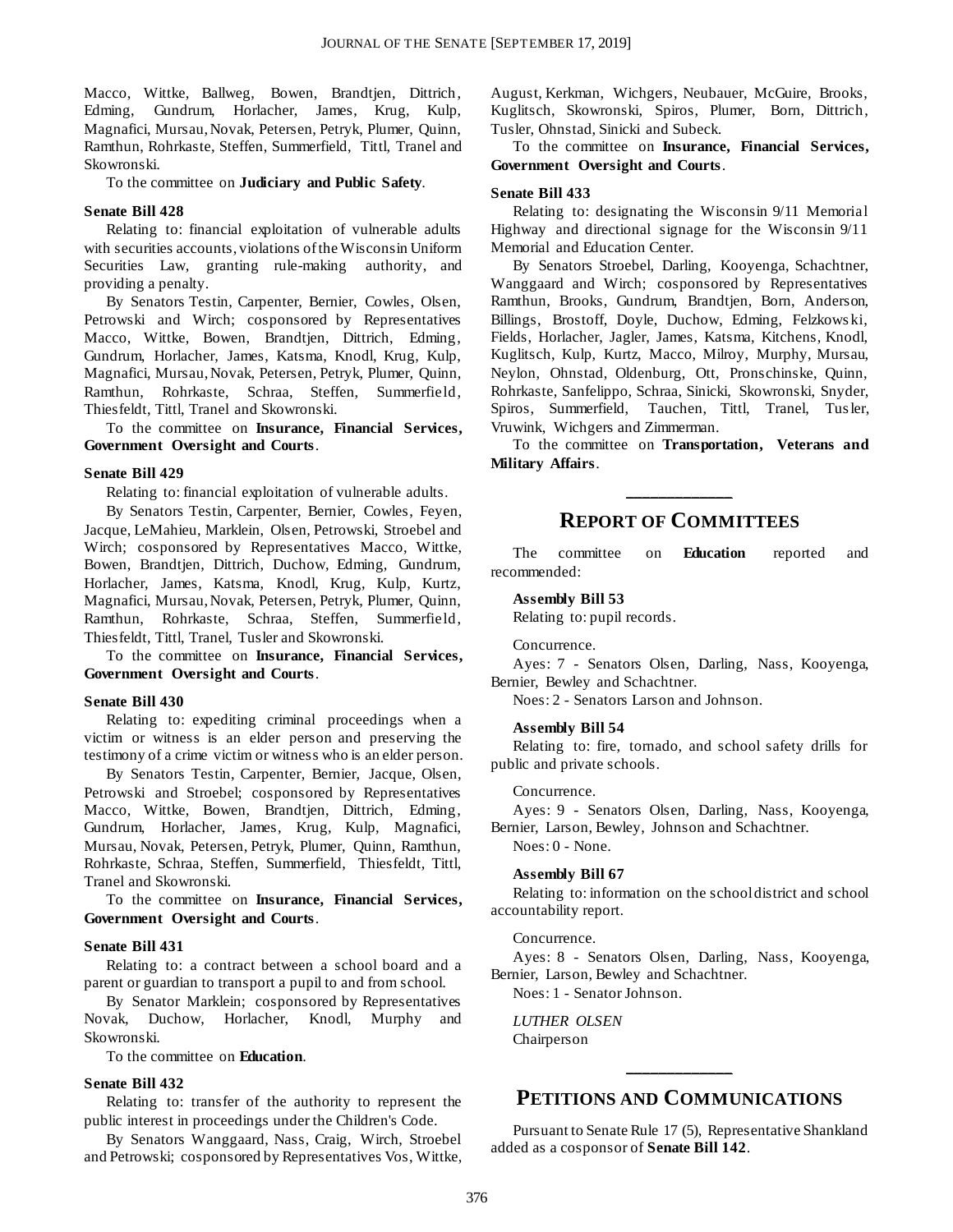Macco, Wittke, Ballweg, Bowen, Brandtjen, Dittrich, Edming, Gundrum, Horlacher, James, Krug, Kulp, Magnafici, Mursau, Novak, Petersen, Petryk, Plumer, Quinn, Ramthun, Rohrkaste, Steffen, Summerfield, Tittl, Tranel and Skowronski.

To the committee on **Judiciary and Public Safety**.

**Senate Bill 428**

Relating to: financial exploitation of vulnerable adults with securities accounts, violations of the Wisconsin Uniform Securities Law, granting rule-making authority, and providing a penalty.

By Senators Testin, Carpenter, Bernier, Cowles, Olsen, Petrowski and Wirch; cosponsored by Representatives Macco, Wittke, Bowen, Brandtjen, Dittrich, Edming, Gundrum, Horlacher, James, Katsma, Knodl, Krug, Kulp, Magnafici, Mursau, Novak, Petersen, Petryk, Plumer, Quinn, Ramthun, Rohrkaste, Schraa, Steffen, Summerfield, Thiesfeldt, Tittl, Tranel and Skowronski.

To the committee on **Insurance, Financial Services, Government Oversight and Courts**.

**Senate Bill 429**

Relating to: financial exploitation of vulnerable adults.

By Senators Testin, Carpenter, Bernier, Cowles, Feyen, Jacque, LeMahieu, Marklein, Olsen, Petrowski, Stroebel and Wirch; cosponsored by Representatives Macco, Wittke, Bowen, Brandtjen, Dittrich, Duchow, Edming, Gundrum, Horlacher, James, Katsma, Knodl, Krug, Kulp, Kurtz, Magnafici, Mursau, Novak, Petersen, Petryk, Plumer, Quinn, Ramthun, Rohrkaste, Schraa, Steffen, Summerfield, Thiesfeldt, Tittl, Tranel, Tusler and Skowronski.

To the committee on **Insurance, Financial Services, Government Oversight and Courts**.

**Senate Bill 430**

Relating to: expediting criminal proceedings when a victim or witness is an elder person and preserving the testimony of a crime victim or witness who is an elder person.

By Senators Testin, Carpenter, Bernier, Jacque, Olsen, Petrowski and Stroebel; cosponsored by Representatives Macco, Wittke, Bowen, Brandtjen, Dittrich, Edming, Gundrum, Horlacher, James, Krug, Kulp, Magnafici, Mursau, Novak, Petersen, Petryk, Plumer, Quinn, Ramthun, Rohrkaste, Schraa, Steffen, Summerfield, Thiesfeldt, Tittl, Tranel and Skowronski.

To the committee on **Insurance, Financial Services, Government Oversight and Courts**.

**Senate Bill 431**

Relating to: a contract between a school board and a parent or guardian to transport a pupil to and from school.

By Senator Marklein; cosponsored by Representatives Novak, Duchow, Horlacher, Knodl, Murphy and Skowronski.

To the committee on **Education**.

**Senate Bill 432**

Relating to: transfer of the authority to represent the public interest in proceedings under the Children's Code.

By Senators Wanggaard, Nass, Craig, Wirch, Stroebel and Petrowski; cosponsored by Representatives Vos, Wittke, August, Kerkman, Wichgers, Neubauer, McGuire, Brooks, Kuglitsch, Skowronski, Spiros, Plumer, Born, Dittrich, Tusler, Ohnstad, Sinicki and Subeck.

To the committee on **Insurance, Financial Services, Government Oversight and Courts**.

**Senate Bill 433**

Relating to: designating the Wisconsin 9/11 Memorial Highway and directional signage for the Wisconsin 9/11 Memorial and Education Center.

By Senators Stroebel, Darling, Kooyenga, Schachtner, Wanggaard and Wirch; cosponsored by Representatives Ramthun, Brooks, Gundrum, Brandtjen, Born, Anderson, Billings, Brostoff, Doyle, Duchow, Edming, Felzkowski, Fields, Horlacher, Jagler, James, Katsma, Kitchens, Knodl, Kuglitsch, Kulp, Kurtz, Macco, Milroy, Murphy, Mursau, Neylon, Ohnstad, Oldenburg, Ott, Pronschinske, Quinn, Rohrkaste, Sanfelippo, Schraa, Sinicki, Skowronski, Snyder, Spiros, Summerfield, Tauchen, Tittl, Tranel, Tusler, Vruwink, Wichgers and Zimmerman.

To the committee on **Transportation, Veterans and Military Affairs**.

## Report of Committees

The committee on **Education** reported and recommended:

**Assembly Bill 53**

Relating to: pupil records.

Concurrence.

Ayes: 7 - Senators Olsen, Darling, Nass, Kooyenga, Bernier, Bewley and Schachtner.

Noes: 2 - Senators Larson and Johnson.

**Assembly Bill 54**

Relating to: fire, tornado, and school safety drills for public and private schools.

Concurrence.

Ayes: 9 - Senators Olsen, Darling, Nass, Kooyenga, Bernier, Larson, Bewley, Johnson and Schachtner.

Noes: 0 - None.

**Assembly Bill 67**

Relating to: information on the school district and school accountability report.

Concurrence.

Ayes: 8 - Senators Olsen, Darling, Nass, Kooyenga, Bernier, Larson, Bewley and Schachtner.

Noes: 1 - Senator Johnson.

*LUTHER OLSEN*
Chairperson

## Petitions and Communications

Pursuant to Senate Rule 17 (5), Representative Shankland added as a cosponsor of **Senate Bill 142**.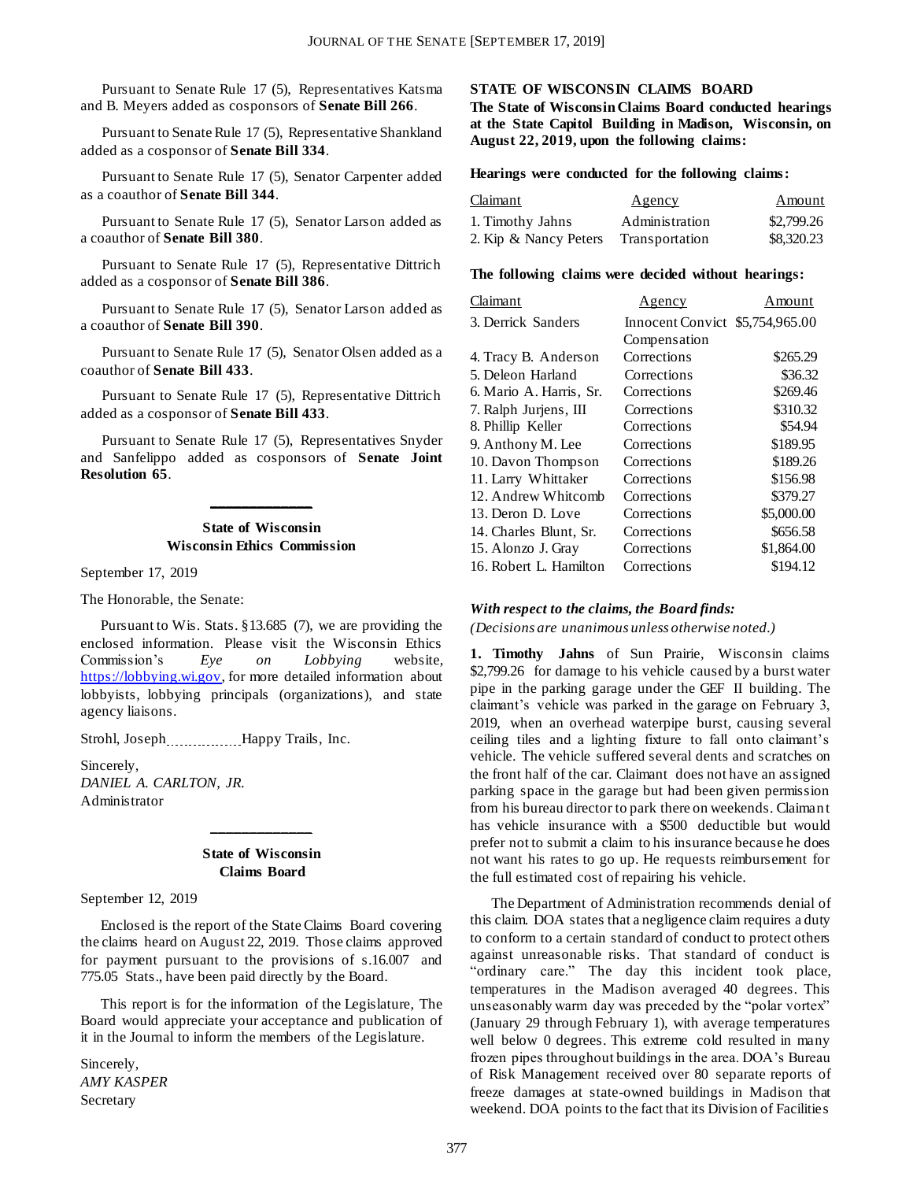Pursuant to Senate Rule 17 (5), Representatives Katsma and B. Meyers added as cosponsors of **Senate Bill 266**.

Pursuant to Senate Rule 17 (5), Representative Shankland added as a cosponsor of **Senate Bill 334**.

Pursuant to Senate Rule 17 (5), Senator Carpenter added as a coauthor of **Senate Bill 344**.

Pursuant to Senate Rule 17 (5), Senator Larson added as a coauthor of **Senate Bill 380**.

Pursuant to Senate Rule 17 (5), Representative Dittrich added as a cosponsor of **Senate Bill 386**.

Pursuant to Senate Rule 17 (5), Senator Larson added as a coauthor of **Senate Bill 390**.

Pursuant to Senate Rule 17 (5), Senator Olsen added as a coauthor of **Senate Bill 433**.

Pursuant to Senate Rule 17 (5), Representative Dittrich added as a cosponsor of **Senate Bill 433**.

Pursuant to Senate Rule 17 (5), Representatives Snyder and Sanfelippo added as cosponsors of **Senate Joint Resolution 65**.

---

**State of Wisconsin**
**Wisconsin Ethics Commission**

September 17, 2019

The Honorable, the Senate:

Pursuant to Wis. Stats. §13.685 (7), we are providing the enclosed information. Please visit the Wisconsin Ethics Commission's *Eye on Lobbying* website, https://lobbying.wi.gov, for more detailed information about lobbyists, lobbying principals (organizations), and state agency liaisons.

Strohl, Joseph ................ Happy Trails, Inc.

Sincerely,
*DANIEL A. CARLTON, JR.*
Administrator

---

**State of Wisconsin**
**Claims Board**

September 12, 2019

Enclosed is the report of the State Claims Board covering the claims heard on August 22, 2019. Those claims approved for payment pursuant to the provisions of s.16.007 and 775.05 Stats., have been paid directly by the Board.

This report is for the information of the Legislature, The Board would appreciate your acceptance and publication of it in the Journal to inform the members of the Legislature.

Sincerely,
*AMY KASPER*
Secretary

**STATE OF WISCONSIN CLAIMS BOARD**

**The State of Wisconsin Claims Board conducted hearings at the State Capitol Building in Madison, Wisconsin, on August 22, 2019, upon the following claims:**

**Hearings were conducted for the following claims:**

| Claimant | Agency | Amount |
|---|---|---|
| 1. Timothy Jahns | Administration | $2,799.26 |
| 2. Kip & Nancy Peters | Transportation | $8,320.23 |

**The following claims were decided without hearings:**

| Claimant | Agency | Amount |
|---|---|---|
| 3. Derrick Sanders | Innocent Convict Compensation | $5,754,965.00 |
| 4. Tracy B. Anderson | Corrections | $265.29 |
| 5. Deleon Harland | Corrections | $36.32 |
| 6. Mario A. Harris, Sr. | Corrections | $269.46 |
| 7. Ralph Jurjens, III | Corrections | $310.32 |
| 8. Phillip Keller | Corrections | $54.94 |
| 9. Anthony M. Lee | Corrections | $189.95 |
| 10. Davon Thompson | Corrections | $189.26 |
| 11. Larry Whittaker | Corrections | $156.98 |
| 12. Andrew Whitcomb | Corrections | $379.27 |
| 13. Deron D. Love | Corrections | $5,000.00 |
| 14. Charles Blunt, Sr. | Corrections | $656.58 |
| 15. Alonzo J. Gray | Corrections | $1,864.00 |
| 16. Robert L. Hamilton | Corrections | $194.12 |

***With respect to the claims, the Board finds:***

*(Decisions are unanimous unless otherwise noted.)*

**1. Timothy Jahns** of Sun Prairie, Wisconsin claims $2,799.26 for damage to his vehicle caused by a burst water pipe in the parking garage under the GEF II building. The claimant's vehicle was parked in the garage on February 3, 2019, when an overhead waterpipe burst, causing several ceiling tiles and a lighting fixture to fall onto claimant's vehicle. The vehicle suffered several dents and scratches on the front half of the car. Claimant does not have an assigned parking space in the garage but had been given permission from his bureau director to park there on weekends. Claimant has vehicle insurance with a $500 deductible but would prefer not to submit a claim to his insurance because he does not want his rates to go up. He requests reimbursement for the full estimated cost of repairing his vehicle.

The Department of Administration recommends denial of this claim. DOA states that a negligence claim requires a duty to conform to a certain standard of conduct to protect others against unreasonable risks. That standard of conduct is "ordinary care." The day this incident took place, temperatures in the Madison averaged 40 degrees. This unseasonably warm day was preceded by the "polar vortex" (January 29 through February 1), with average temperatures well below 0 degrees. This extreme cold resulted in many frozen pipes throughout buildings in the area. DOA's Bureau of Risk Management received over 80 separate reports of freeze damages at state-owned buildings in Madison that weekend. DOA points to the fact that its Division of Facilities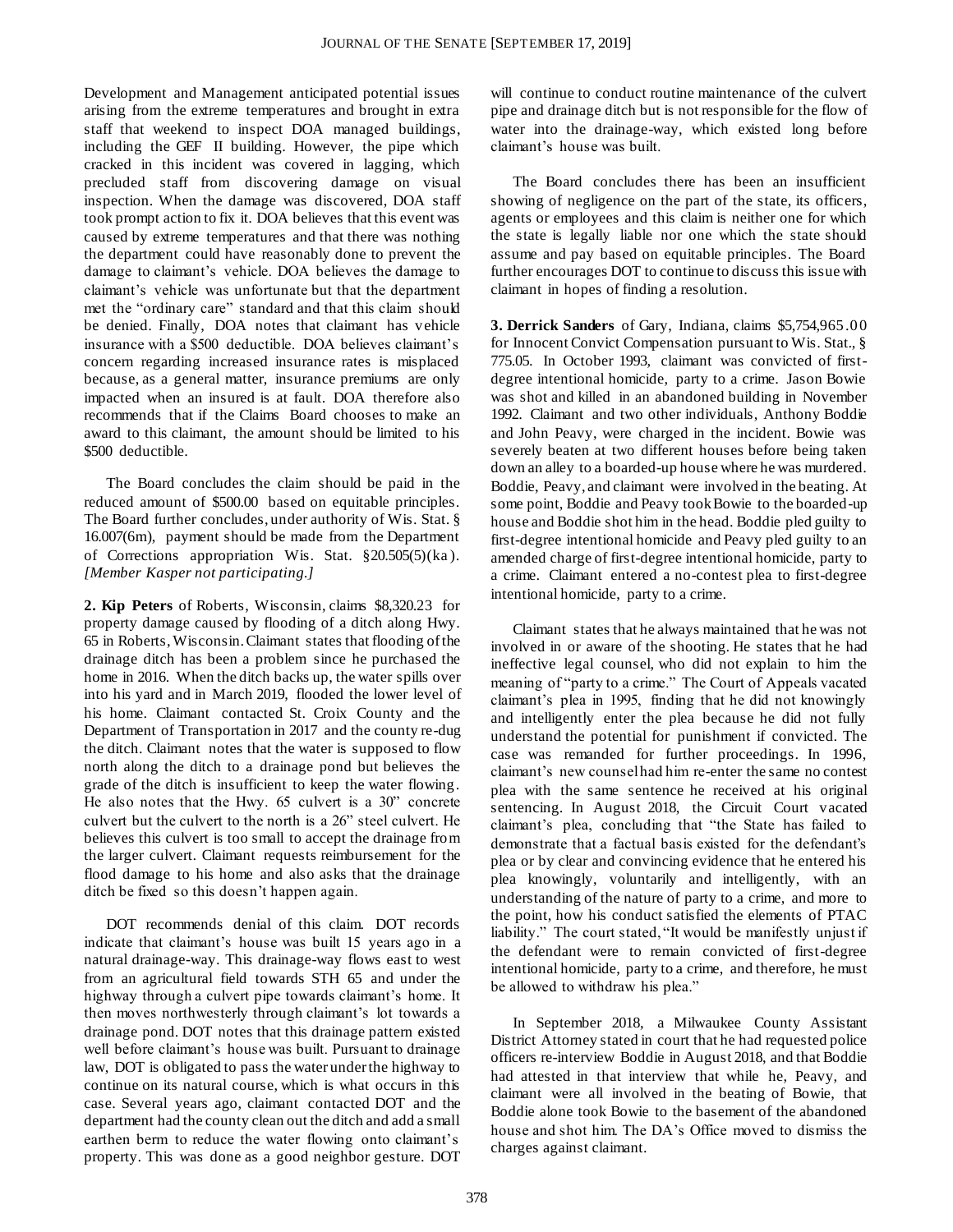Development and Management anticipated potential issues arising from the extreme temperatures and brought in extra staff that weekend to inspect DOA managed buildings, including the GEF II building. However, the pipe which cracked in this incident was covered in lagging, which precluded staff from discovering damage on visual inspection. When the damage was discovered, DOA staff took prompt action to fix it. DOA believes that this event was caused by extreme temperatures and that there was nothing the department could have reasonably done to prevent the damage to claimant's vehicle. DOA believes the damage to claimant's vehicle was unfortunate but that the department met the "ordinary care" standard and that this claim should be denied. Finally, DOA notes that claimant has vehicle insurance with a $500 deductible. DOA believes claimant's concern regarding increased insurance rates is misplaced because, as a general matter, insurance premiums are only impacted when an insured is at fault. DOA therefore also recommends that if the Claims Board chooses to make an award to this claimant, the amount should be limited to his $500 deductible.

The Board concludes the claim should be paid in the reduced amount of $500.00 based on equitable principles. The Board further concludes, under authority of Wis. Stat. § 16.007(6m), payment should be made from the Department of Corrections appropriation Wis. Stat. §20.505(5)(ka). *[Member Kasper not participating.]*

**2. Kip Peters** of Roberts, Wisconsin, claims $8,320.23 for property damage caused by flooding of a ditch along Hwy. 65 in Roberts, Wisconsin. Claimant states that flooding of the drainage ditch has been a problem since he purchased the home in 2016. When the ditch backs up, the water spills over into his yard and in March 2019, flooded the lower level of his home. Claimant contacted St. Croix County and the Department of Transportation in 2017 and the county re-dug the ditch. Claimant notes that the water is supposed to flow north along the ditch to a drainage pond but believes the grade of the ditch is insufficient to keep the water flowing. He also notes that the Hwy. 65 culvert is a 30" concrete culvert but the culvert to the north is a 26" steel culvert. He believes this culvert is too small to accept the drainage from the larger culvert. Claimant requests reimbursement for the flood damage to his home and also asks that the drainage ditch be fixed so this doesn't happen again.

DOT recommends denial of this claim. DOT records indicate that claimant's house was built 15 years ago in a natural drainage-way. This drainage-way flows east to west from an agricultural field towards STH 65 and under the highway through a culvert pipe towards claimant's home. It then moves northwesterly through claimant's lot towards a drainage pond. DOT notes that this drainage pattern existed well before claimant's house was built. Pursuant to drainage law, DOT is obligated to pass the water under the highway to continue on its natural course, which is what occurs in this case. Several years ago, claimant contacted DOT and the department had the county clean out the ditch and add a small earthen berm to reduce the water flowing onto claimant's property. This was done as a good neighbor gesture. DOT will continue to conduct routine maintenance of the culvert pipe and drainage ditch but is not responsible for the flow of water into the drainage-way, which existed long before claimant's house was built.

The Board concludes there has been an insufficient showing of negligence on the part of the state, its officers, agents or employees and this claim is neither one for which the state is legally liable nor one which the state should assume and pay based on equitable principles. The Board further encourages DOT to continue to discuss this issue with claimant in hopes of finding a resolution.

**3. Derrick Sanders** of Gary, Indiana, claims $5,754,965.00 for Innocent Convict Compensation pursuant to Wis. Stat., § 775.05. In October 1993, claimant was convicted of first-degree intentional homicide, party to a crime. Jason Bowie was shot and killed in an abandoned building in November 1992. Claimant and two other individuals, Anthony Boddie and John Peavy, were charged in the incident. Bowie was severely beaten at two different houses before being taken down an alley to a boarded-up house where he was murdered. Boddie, Peavy, and claimant were involved in the beating. At some point, Boddie and Peavy took Bowie to the boarded-up house and Boddie shot him in the head. Boddie pled guilty to first-degree intentional homicide and Peavy pled guilty to an amended charge of first-degree intentional homicide, party to a crime. Claimant entered a no-contest plea to first-degree intentional homicide, party to a crime.

Claimant states that he always maintained that he was not involved in or aware of the shooting. He states that he had ineffective legal counsel, who did not explain to him the meaning of "party to a crime." The Court of Appeals vacated claimant's plea in 1995, finding that he did not knowingly and intelligently enter the plea because he did not fully understand the potential for punishment if convicted. The case was remanded for further proceedings. In 1996, claimant's new counsel had him re-enter the same no contest plea with the same sentence he received at his original sentencing. In August 2018, the Circuit Court vacated claimant's plea, concluding that "the State has failed to demonstrate that a factual basis existed for the defendant's plea or by clear and convincing evidence that he entered his plea knowingly, voluntarily and intelligently, with an understanding of the nature of party to a crime, and more to the point, how his conduct satisfied the elements of PTAC liability." The court stated, "It would be manifestly unjust if the defendant were to remain convicted of first-degree intentional homicide, party to a crime, and therefore, he must be allowed to withdraw his plea."

In September 2018, a Milwaukee County Assistant District Attorney stated in court that he had requested police officers re-interview Boddie in August 2018, and that Boddie had attested in that interview that while he, Peavy, and claimant were all involved in the beating of Bowie, that Boddie alone took Bowie to the basement of the abandoned house and shot him. The DA's Office moved to dismiss the charges against claimant.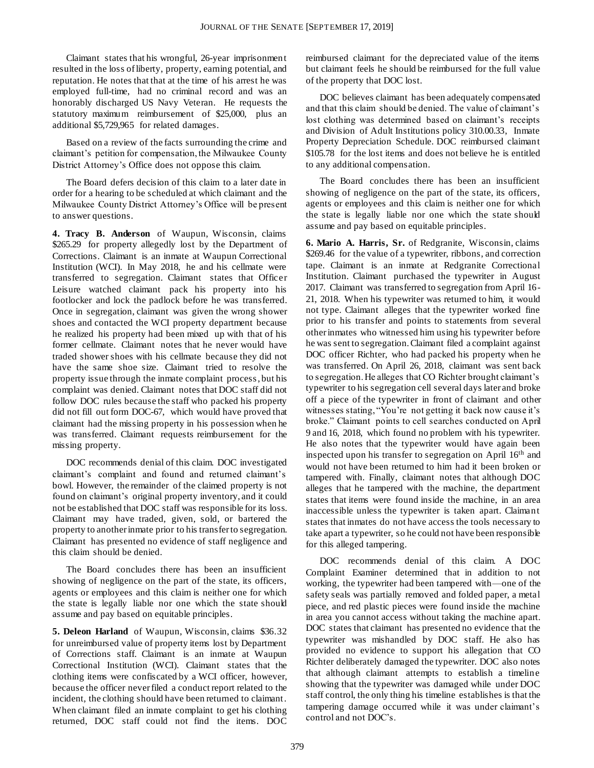Claimant states that his wrongful, 26-year imprisonment resulted in the loss of liberty, property, earning potential, and reputation. He notes that that at the time of his arrest he was employed full-time, had no criminal record and was an honorably discharged US Navy Veteran. He requests the statutory maximum reimbursement of $25,000, plus an additional $5,729,965 for related damages.

Based on a review of the facts surrounding the crime and claimant's petition for compensation, the Milwaukee County District Attorney's Office does not oppose this claim.

The Board defers decision of this claim to a later date in order for a hearing to be scheduled at which claimant and the Milwaukee County District Attorney's Office will be present to answer questions.

**4. Tracy B. Anderson** of Waupun, Wisconsin, claims $265.29 for property allegedly lost by the Department of Corrections. Claimant is an inmate at Waupun Correctional Institution (WCI). In May 2018, he and his cellmate were transferred to segregation. Claimant states that Officer Leisure watched claimant pack his property into his footlocker and lock the padlock before he was transferred. Once in segregation, claimant was given the wrong shower shoes and contacted the WCI property department because he realized his property had been mixed up with that of his former cellmate. Claimant notes that he never would have traded shower shoes with his cellmate because they did not have the same shoe size. Claimant tried to resolve the property issue through the inmate complaint process, but his complaint was denied. Claimant notes that DOC staff did not follow DOC rules because the staff who packed his property did not fill out form DOC-67, which would have proved that claimant had the missing property in his possession when he was transferred. Claimant requests reimbursement for the missing property.

DOC recommends denial of this claim. DOC investigated claimant's complaint and found and returned claimant's bowl. However, the remainder of the claimed property is not found on claimant's original property inventory, and it could not be established that DOC staff was responsible for its loss. Claimant may have traded, given, sold, or bartered the property to another inmate prior to his transfer to segregation. Claimant has presented no evidence of staff negligence and this claim should be denied.

The Board concludes there has been an insufficient showing of negligence on the part of the state, its officers, agents or employees and this claim is neither one for which the state is legally liable nor one which the state should assume and pay based on equitable principles.

**5. Deleon Harland** of Waupun, Wisconsin, claims $36.32 for unreimbursed value of property items lost by Department of Corrections staff. Claimant is an inmate at Waupun Correctional Institution (WCI). Claimant states that the clothing items were confiscated by a WCI officer, however, because the officer never filed a conduct report related to the incident, the clothing should have been returned to claimant. When claimant filed an inmate complaint to get his clothing returned, DOC staff could not find the items. DOC reimbursed claimant for the depreciated value of the items but claimant feels he should be reimbursed for the full value of the property that DOC lost.

DOC believes claimant has been adequately compensated and that this claim should be denied. The value of claimant's lost clothing was determined based on claimant's receipts and Division of Adult Institutions policy 310.00.33, Inmate Property Depreciation Schedule. DOC reimbursed claimant $105.78 for the lost items and does not believe he is entitled to any additional compensation.

The Board concludes there has been an insufficient showing of negligence on the part of the state, its officers, agents or employees and this claim is neither one for which the state is legally liable nor one which the state should assume and pay based on equitable principles.

**6. Mario A. Harris, Sr.** of Redgranite, Wisconsin, claims $269.46 for the value of a typewriter, ribbons, and correction tape. Claimant is an inmate at Redgranite Correctional Institution. Claimant purchased the typewriter in August 2017. Claimant was transferred to segregation from April 16-21, 2018. When his typewriter was returned to him, it would not type. Claimant alleges that the typewriter worked fine prior to his transfer and points to statements from several other inmates who witnessed him using his typewriter before he was sent to segregation. Claimant filed a complaint against DOC officer Richter, who had packed his property when he was transferred. On April 26, 2018, claimant was sent back to segregation. He alleges that CO Richter brought claimant's typewriter to his segregation cell several days later and broke off a piece of the typewriter in front of claimant and other witnesses stating, "You're not getting it back now cause it's broke." Claimant points to cell searches conducted on April 9 and 16, 2018, which found no problem with his typewriter. He also notes that the typewriter would have again been inspected upon his transfer to segregation on April 16th and would not have been returned to him had it been broken or tampered with. Finally, claimant notes that although DOC alleges that he tampered with the machine, the department states that items were found inside the machine, in an area inaccessible unless the typewriter is taken apart. Claimant states that inmates do not have access the tools necessary to take apart a typewriter, so he could not have been responsible for this alleged tampering.

DOC recommends denial of this claim. A DOC Complaint Examiner determined that in addition to not working, the typewriter had been tampered with—one of the safety seals was partially removed and folded paper, a metal piece, and red plastic pieces were found inside the machine in area you cannot access without taking the machine apart. DOC states that claimant has presented no evidence that the typewriter was mishandled by DOC staff. He also has provided no evidence to support his allegation that CO Richter deliberately damaged the typewriter. DOC also notes that although claimant attempts to establish a timeline showing that the typewriter was damaged while under DOC staff control, the only thing his timeline establishes is that the tampering damage occurred while it was under claimant's control and not DOC's.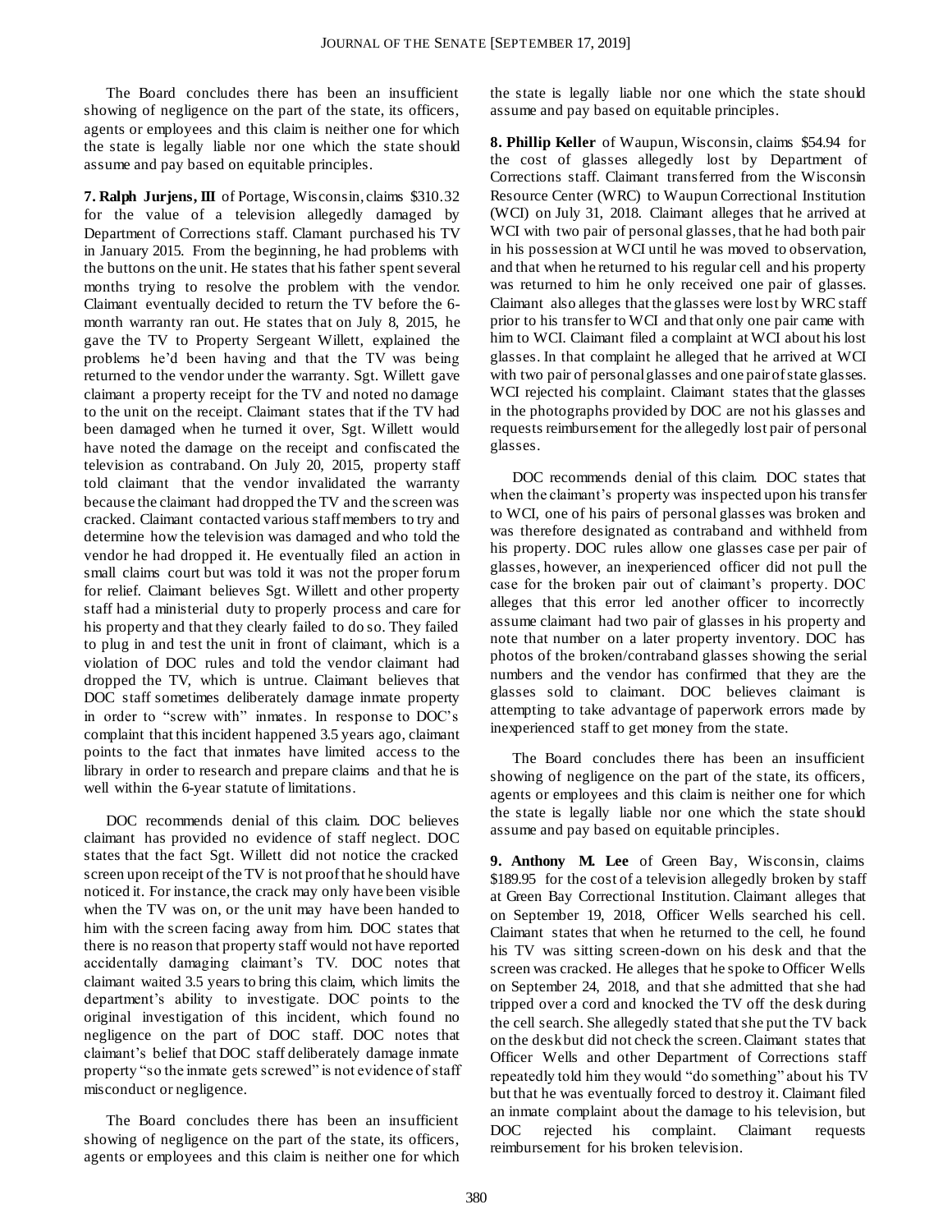The Board concludes there has been an insufficient showing of negligence on the part of the state, its officers, agents or employees and this claim is neither one for which the state is legally liable nor one which the state should assume and pay based on equitable principles.

**7. Ralph Jurjens, III** of Portage, Wisconsin, claims $310.32 for the value of a television allegedly damaged by Department of Corrections staff. Clamant purchased his TV in January 2015. From the beginning, he had problems with the buttons on the unit. He states that his father spent several months trying to resolve the problem with the vendor. Claimant eventually decided to return the TV before the 6-month warranty ran out. He states that on July 8, 2015, he gave the TV to Property Sergeant Willett, explained the problems he'd been having and that the TV was being returned to the vendor under the warranty. Sgt. Willett gave claimant a property receipt for the TV and noted no damage to the unit on the receipt. Claimant states that if the TV had been damaged when he turned it over, Sgt. Willett would have noted the damage on the receipt and confiscated the television as contraband. On July 20, 2015, property staff told claimant that the vendor invalidated the warranty because the claimant had dropped the TV and the screen was cracked. Claimant contacted various staff members to try and determine how the television was damaged and who told the vendor he had dropped it. He eventually filed an action in small claims court but was told it was not the proper forum for relief. Claimant believes Sgt. Willett and other property staff had a ministerial duty to properly process and care for his property and that they clearly failed to do so. They failed to plug in and test the unit in front of claimant, which is a violation of DOC rules and told the vendor claimant had dropped the TV, which is untrue. Claimant believes that DOC staff sometimes deliberately damage inmate property in order to "screw with" inmates. In response to DOC's complaint that this incident happened 3.5 years ago, claimant points to the fact that inmates have limited access to the library in order to research and prepare claims and that he is well within the 6-year statute of limitations.

DOC recommends denial of this claim. DOC believes claimant has provided no evidence of staff neglect. DOC states that the fact Sgt. Willett did not notice the cracked screen upon receipt of the TV is not proof that he should have noticed it. For instance, the crack may only have been visible when the TV was on, or the unit may have been handed to him with the screen facing away from him. DOC states that there is no reason that property staff would not have reported accidentally damaging claimant's TV. DOC notes that claimant waited 3.5 years to bring this claim, which limits the department's ability to investigate. DOC points to the original investigation of this incident, which found no negligence on the part of DOC staff. DOC notes that claimant's belief that DOC staff deliberately damage inmate property "so the inmate gets screwed" is not evidence of staff misconduct or negligence.

The Board concludes there has been an insufficient showing of negligence on the part of the state, its officers, agents or employees and this claim is neither one for which the state is legally liable nor one which the state should assume and pay based on equitable principles.

**8. Phillip Keller** of Waupun, Wisconsin, claims $54.94 for the cost of glasses allegedly lost by Department of Corrections staff. Claimant transferred from the Wisconsin Resource Center (WRC) to Waupun Correctional Institution (WCI) on July 31, 2018. Claimant alleges that he arrived at WCI with two pair of personal glasses, that he had both pair in his possession at WCI until he was moved to observation, and that when he returned to his regular cell and his property was returned to him he only received one pair of glasses. Claimant also alleges that the glasses were lost by WRC staff prior to his transfer to WCI and that only one pair came with him to WCI. Claimant filed a complaint at WCI about his lost glasses. In that complaint he alleged that he arrived at WCI with two pair of personal glasses and one pair of state glasses. WCI rejected his complaint. Claimant states that the glasses in the photographs provided by DOC are not his glasses and requests reimbursement for the allegedly lost pair of personal glasses.

DOC recommends denial of this claim. DOC states that when the claimant's property was inspected upon his transfer to WCI, one of his pairs of personal glasses was broken and was therefore designated as contraband and withheld from his property. DOC rules allow one glasses case per pair of glasses, however, an inexperienced officer did not pull the case for the broken pair out of claimant's property. DOC alleges that this error led another officer to incorrectly assume claimant had two pair of glasses in his property and note that number on a later property inventory. DOC has photos of the broken/contraband glasses showing the serial numbers and the vendor has confirmed that they are the glasses sold to claimant. DOC believes claimant is attempting to take advantage of paperwork errors made by inexperienced staff to get money from the state.

The Board concludes there has been an insufficient showing of negligence on the part of the state, its officers, agents or employees and this claim is neither one for which the state is legally liable nor one which the state should assume and pay based on equitable principles.

**9. Anthony M. Lee** of Green Bay, Wisconsin, claims $189.95 for the cost of a television allegedly broken by staff at Green Bay Correctional Institution. Claimant alleges that on September 19, 2018, Officer Wells searched his cell. Claimant states that when he returned to the cell, he found his TV was sitting screen-down on his desk and that the screen was cracked. He alleges that he spoke to Officer Wells on September 24, 2018, and that she admitted that she had tripped over a cord and knocked the TV off the desk during the cell search. She allegedly stated that she put the TV back on the desk but did not check the screen. Claimant states that Officer Wells and other Department of Corrections staff repeatedly told him they would "do something" about his TV but that he was eventually forced to destroy it. Claimant filed an inmate complaint about the damage to his television, but DOC rejected his complaint. Claimant requests reimbursement for his broken television.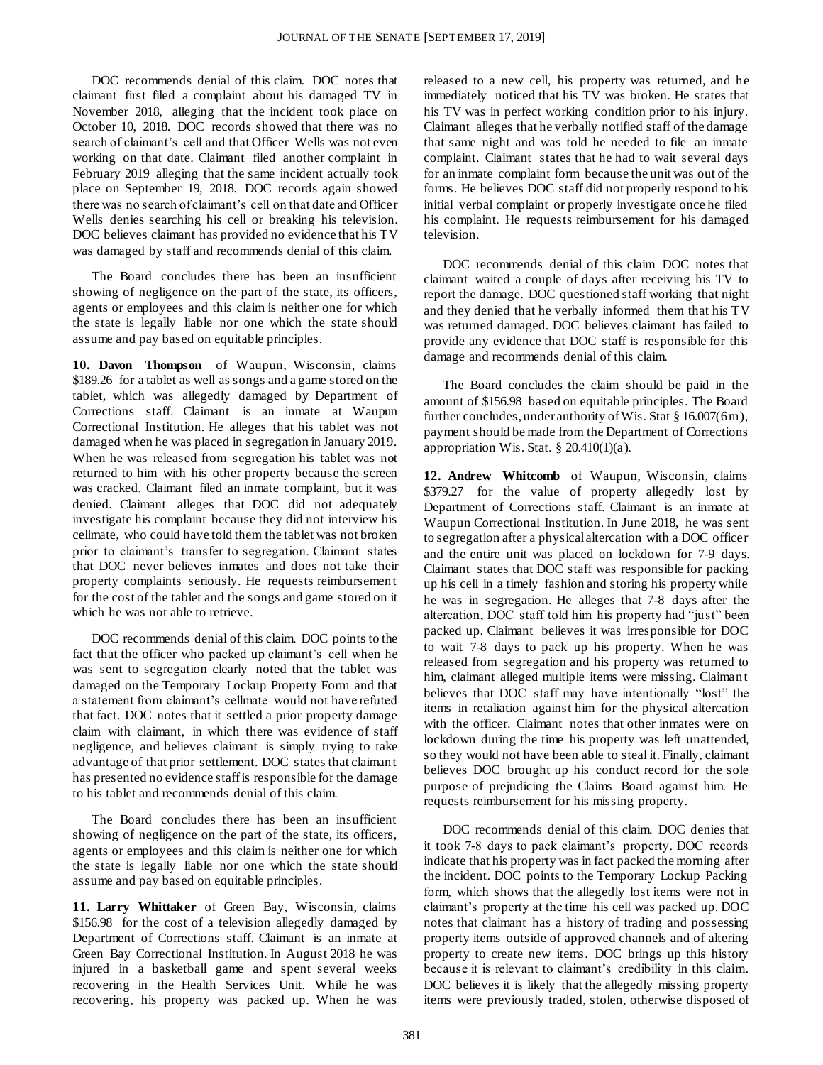DOC recommends denial of this claim. DOC notes that claimant first filed a complaint about his damaged TV in November 2018, alleging that the incident took place on October 10, 2018. DOC records showed that there was no search of claimant's cell and that Officer Wells was not even working on that date. Claimant filed another complaint in February 2019 alleging that the same incident actually took place on September 19, 2018. DOC records again showed there was no search of claimant's cell on that date and Officer Wells denies searching his cell or breaking his television. DOC believes claimant has provided no evidence that his TV was damaged by staff and recommends denial of this claim.

The Board concludes there has been an insufficient showing of negligence on the part of the state, its officers, agents or employees and this claim is neither one for which the state is legally liable nor one which the state should assume and pay based on equitable principles.

**10. Davon Thompson** of Waupun, Wisconsin, claims \$189.26 for a tablet as well as songs and a game stored on the tablet, which was allegedly damaged by Department of Corrections staff. Claimant is an inmate at Waupun Correctional Institution. He alleges that his tablet was not damaged when he was placed in segregation in January 2019. When he was released from segregation his tablet was not returned to him with his other property because the screen was cracked. Claimant filed an inmate complaint, but it was denied. Claimant alleges that DOC did not adequately investigate his complaint because they did not interview his cellmate, who could have told them the tablet was not broken prior to claimant's transfer to segregation. Claimant states that DOC never believes inmates and does not take their property complaints seriously. He requests reimbursement for the cost of the tablet and the songs and game stored on it which he was not able to retrieve.

DOC recommends denial of this claim. DOC points to the fact that the officer who packed up claimant's cell when he was sent to segregation clearly noted that the tablet was damaged on the Temporary Lockup Property Form and that a statement from claimant's cellmate would not have refuted that fact. DOC notes that it settled a prior property damage claim with claimant, in which there was evidence of staff negligence, and believes claimant is simply trying to take advantage of that prior settlement. DOC states that claimant has presented no evidence staff is responsible for the damage to his tablet and recommends denial of this claim.

The Board concludes there has been an insufficient showing of negligence on the part of the state, its officers, agents or employees and this claim is neither one for which the state is legally liable nor one which the state should assume and pay based on equitable principles.

**11. Larry Whittaker** of Green Bay, Wisconsin, claims \$156.98 for the cost of a television allegedly damaged by Department of Corrections staff. Claimant is an inmate at Green Bay Correctional Institution. In August 2018 he was injured in a basketball game and spent several weeks recovering in the Health Services Unit. While he was recovering, his property was packed up. When he was released to a new cell, his property was returned, and he immediately noticed that his TV was broken. He states that his TV was in perfect working condition prior to his injury. Claimant alleges that he verbally notified staff of the damage that same night and was told he needed to file an inmate complaint. Claimant states that he had to wait several days for an inmate complaint form because the unit was out of the forms. He believes DOC staff did not properly respond to his initial verbal complaint or properly investigate once he filed his complaint. He requests reimbursement for his damaged television.

DOC recommends denial of this claim DOC notes that claimant waited a couple of days after receiving his TV to report the damage. DOC questioned staff working that night and they denied that he verbally informed them that his TV was returned damaged. DOC believes claimant has failed to provide any evidence that DOC staff is responsible for this damage and recommends denial of this claim.

The Board concludes the claim should be paid in the amount of \$156.98 based on equitable principles. The Board further concludes, under authority of Wis. Stat § 16.007(6m), payment should be made from the Department of Corrections appropriation Wis. Stat. § 20.410(1)(a).

**12. Andrew Whitcomb** of Waupun, Wisconsin, claims \$379.27 for the value of property allegedly lost by Department of Corrections staff. Claimant is an inmate at Waupun Correctional Institution. In June 2018, he was sent to segregation after a physical altercation with a DOC officer and the entire unit was placed on lockdown for 7-9 days. Claimant states that DOC staff was responsible for packing up his cell in a timely fashion and storing his property while he was in segregation. He alleges that 7-8 days after the altercation, DOC staff told him his property had "just" been packed up. Claimant believes it was irresponsible for DOC to wait 7-8 days to pack up his property. When he was released from segregation and his property was returned to him, claimant alleged multiple items were missing. Claimant believes that DOC staff may have intentionally "lost" the items in retaliation against him for the physical altercation with the officer. Claimant notes that other inmates were on lockdown during the time his property was left unattended, so they would not have been able to steal it. Finally, claimant believes DOC brought up his conduct record for the sole purpose of prejudicing the Claims Board against him. He requests reimbursement for his missing property.

DOC recommends denial of this claim. DOC denies that it took 7-8 days to pack claimant's property. DOC records indicate that his property was in fact packed the morning after the incident. DOC points to the Temporary Lockup Packing form, which shows that the allegedly lost items were not in claimant's property at the time his cell was packed up. DOC notes that claimant has a history of trading and possessing property items outside of approved channels and of altering property to create new items. DOC brings up this history because it is relevant to claimant's credibility in this claim. DOC believes it is likely that the allegedly missing property items were previously traded, stolen, otherwise disposed of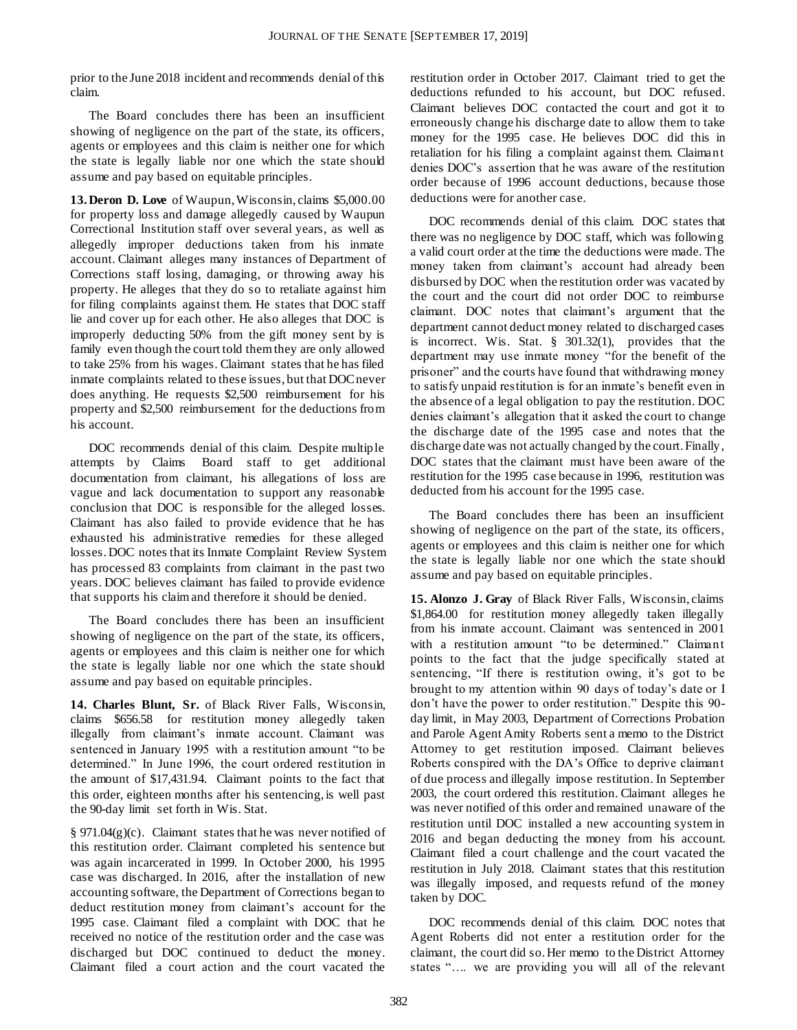prior to the June 2018 incident and recommends denial of this claim.

The Board concludes there has been an insufficient showing of negligence on the part of the state, its officers, agents or employees and this claim is neither one for which the state is legally liable nor one which the state should assume and pay based on equitable principles.

**13. Deron D. Love** of Waupun, Wisconsin, claims $5,000.00 for property loss and damage allegedly caused by Waupun Correctional Institution staff over several years, as well as allegedly improper deductions taken from his inmate account. Claimant alleges many instances of Department of Corrections staff losing, damaging, or throwing away his property. He alleges that they do so to retaliate against him for filing complaints against them. He states that DOC staff lie and cover up for each other. He also alleges that DOC is improperly deducting 50% from the gift money sent by is family even though the court told them they are only allowed to take 25% from his wages. Claimant states that he has filed inmate complaints related to these issues, but that DOC never does anything. He requests $2,500 reimbursement for his property and $2,500 reimbursement for the deductions from his account.

DOC recommends denial of this claim. Despite multiple attempts by Claims Board staff to get additional documentation from claimant, his allegations of loss are vague and lack documentation to support any reasonable conclusion that DOC is responsible for the alleged losses. Claimant has also failed to provide evidence that he has exhausted his administrative remedies for these alleged losses. DOC notes that its Inmate Complaint Review System has processed 83 complaints from claimant in the past two years. DOC believes claimant has failed to provide evidence that supports his claim and therefore it should be denied.

The Board concludes there has been an insufficient showing of negligence on the part of the state, its officers, agents or employees and this claim is neither one for which the state is legally liable nor one which the state should assume and pay based on equitable principles.

**14. Charles Blunt, Sr.** of Black River Falls, Wisconsin, claims $656.58 for restitution money allegedly taken illegally from claimant's inmate account. Claimant was sentenced in January 1995 with a restitution amount "to be determined." In June 1996, the court ordered restitution in the amount of $17,431.94. Claimant points to the fact that this order, eighteen months after his sentencing, is well past the 90-day limit set forth in Wis. Stat. § 971.04(g)(c). Claimant states that he was never notified of this restitution order. Claimant completed his sentence but was again incarcerated in 1999. In October 2000, his 1995 case was discharged. In 2016, after the installation of new accounting software, the Department of Corrections began to deduct restitution money from claimant's account for the 1995 case. Claimant filed a complaint with DOC that he received no notice of the restitution order and the case was discharged but DOC continued to deduct the money. Claimant filed a court action and the court vacated the restitution order in October 2017. Claimant tried to get the deductions refunded to his account, but DOC refused. Claimant believes DOC contacted the court and got it to erroneously change his discharge date to allow them to take money for the 1995 case. He believes DOC did this in retaliation for his filing a complaint against them. Claimant denies DOC's assertion that he was aware of the restitution order because of 1996 account deductions, because those deductions were for another case.

DOC recommends denial of this claim. DOC states that there was no negligence by DOC staff, which was following a valid court order at the time the deductions were made. The money taken from claimant's account had already been disbursed by DOC when the restitution order was vacated by the court and the court did not order DOC to reimburse claimant. DOC notes that claimant's argument that the department cannot deduct money related to discharged cases is incorrect. Wis. Stat. § 301.32(1), provides that the department may use inmate money "for the benefit of the prisoner" and the courts have found that withdrawing money to satisfy unpaid restitution is for an inmate's benefit even in the absence of a legal obligation to pay the restitution. DOC denies claimant's allegation that it asked the court to change the discharge date of the 1995 case and notes that the discharge date was not actually changed by the court. Finally, DOC states that the claimant must have been aware of the restitution for the 1995 case because in 1996, restitution was deducted from his account for the 1995 case.

The Board concludes there has been an insufficient showing of negligence on the part of the state, its officers, agents or employees and this claim is neither one for which the state is legally liable nor one which the state should assume and pay based on equitable principles.

**15. Alonzo J. Gray** of Black River Falls, Wisconsin, claims $1,864.00 for restitution money allegedly taken illegally from his inmate account. Claimant was sentenced in 2001 with a restitution amount "to be determined." Claimant points to the fact that the judge specifically stated at sentencing, "If there is restitution owing, it's got to be brought to my attention within 90 days of today's date or I don't have the power to order restitution." Despite this 90-day limit, in May 2003, Department of Corrections Probation and Parole Agent Amity Roberts sent a memo to the District Attorney to get restitution imposed. Claimant believes Roberts conspired with the DA's Office to deprive claimant of due process and illegally impose restitution. In September 2003, the court ordered this restitution. Claimant alleges he was never notified of this order and remained unaware of the restitution until DOC installed a new accounting system in 2016 and began deducting the money from his account. Claimant filed a court challenge and the court vacated the restitution in July 2018. Claimant states that this restitution was illegally imposed, and requests refund of the money taken by DOC.

DOC recommends denial of this claim. DOC notes that Agent Roberts did not enter a restitution order for the claimant, the court did so. Her memo to the District Attorney states "…. we are providing you will all of the relevant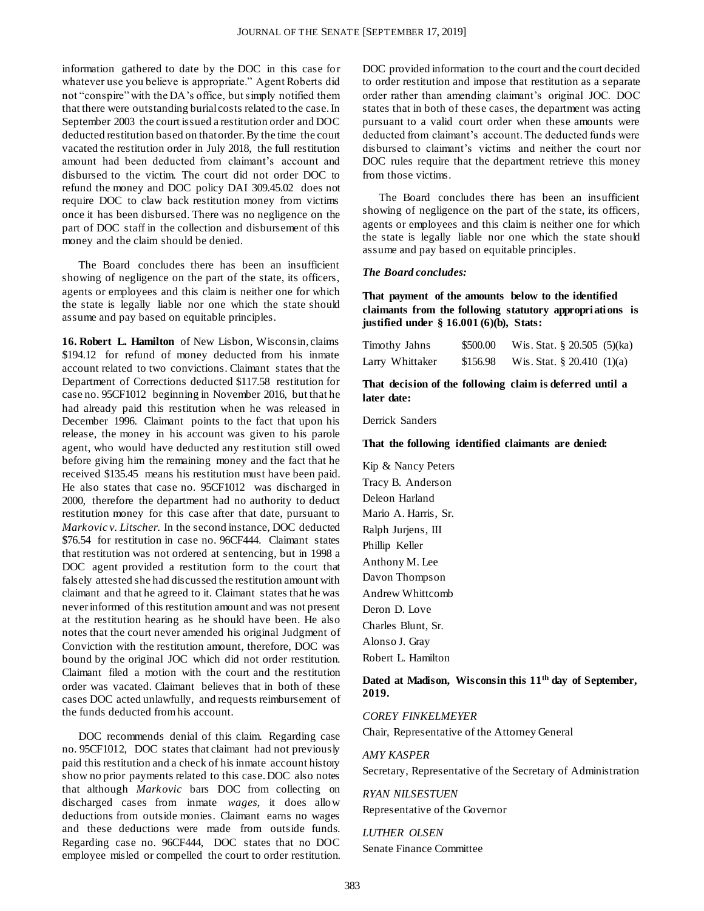information gathered to date by the DOC in this case for whatever use you believe is appropriate." Agent Roberts did not "conspire" with the DA's office, but simply notified them that there were outstanding burial costs related to the case. In September 2003 the court issued a restitution order and DOC deducted restitution based on that order. By the time the court vacated the restitution order in July 2018, the full restitution amount had been deducted from claimant's account and disbursed to the victim. The court did not order DOC to refund the money and DOC policy DAI 309.45.02 does not require DOC to claw back restitution money from victims once it has been disbursed. There was no negligence on the part of DOC staff in the collection and disbursement of this money and the claim should be denied.

The Board concludes there has been an insufficient showing of negligence on the part of the state, its officers, agents or employees and this claim is neither one for which the state is legally liable nor one which the state should assume and pay based on equitable principles.

**16. Robert L. Hamilton** of New Lisbon, Wisconsin, claims $194.12 for refund of money deducted from his inmate account related to two convictions. Claimant states that the Department of Corrections deducted $117.58 restitution for case no. 95CF1012 beginning in November 2016, but that he had already paid this restitution when he was released in December 1996. Claimant points to the fact that upon his release, the money in his account was given to his parole agent, who would have deducted any restitution still owed before giving him the remaining money and the fact that he received $135.45 means his restitution must have been paid. He also states that case no. 95CF1012 was discharged in 2000, therefore the department had no authority to deduct restitution money for this case after that date, pursuant to *Markovic v. Litscher.* In the second instance, DOC deducted $76.54 for restitution in case no. 96CF444. Claimant states that restitution was not ordered at sentencing, but in 1998 a DOC agent provided a restitution form to the court that falsely attested she had discussed the restitution amount with claimant and that he agreed to it. Claimant states that he was never informed of this restitution amount and was not present at the restitution hearing as he should have been. He also notes that the court never amended his original Judgment of Conviction with the restitution amount, therefore, DOC was bound by the original JOC which did not order restitution. Claimant filed a motion with the court and the restitution order was vacated. Claimant believes that in both of these cases DOC acted unlawfully, and requests reimbursement of the funds deducted from his account.

DOC recommends denial of this claim. Regarding case no. 95CF1012, DOC states that claimant had not previously paid this restitution and a check of his inmate account history show no prior payments related to this case. DOC also notes that although *Markovic* bars DOC from collecting on discharged cases from inmate *wages*, it does allow deductions from outside monies. Claimant earns no wages and these deductions were made from outside funds. Regarding case no. 96CF444, DOC states that no DOC employee misled or compelled the court to order restitution. DOC provided information to the court and the court decided to order restitution and impose that restitution as a separate order rather than amending claimant's original JOC. DOC states that in both of these cases, the department was acting pursuant to a valid court order when these amounts were deducted from claimant's account. The deducted funds were disbursed to claimant's victims and neither the court nor DOC rules require that the department retrieve this money from those victims.

The Board concludes there has been an insufficient showing of negligence on the part of the state, its officers, agents or employees and this claim is neither one for which the state is legally liable nor one which the state should assume and pay based on equitable principles.

***The Board concludes:***

**That payment of the amounts below to the identified claimants from the following statutory appropriations is justified under § 16.001 (6)(b), Stats:**

| | | |
|---|---|---|
| Timothy Jahns | $500.00 | Wis. Stat. § 20.505 (5)(ka) |
| Larry Whittaker | $156.98 | Wis. Stat. § 20.410 (1)(a) |

**That decision of the following claim is deferred until a later date:**

Derrick Sanders

**That the following identified claimants are denied:**

Kip & Nancy Peters
Tracy B. Anderson
Deleon Harland
Mario A. Harris, Sr.
Ralph Jurjens, III
Phillip Keller
Anthony M. Lee
Davon Thompson
Andrew Whittcomb
Deron D. Love
Charles Blunt, Sr.
Alonso J. Gray
Robert L. Hamilton

**Dated at Madison, Wisconsin this 11th day of September, 2019.**

*COREY FINKELMEYER*
Chair, Representative of the Attorney General

*AMY KASPER*
Secretary, Representative of the Secretary of Administration

*RYAN NILSESTUEN*
Representative of the Governor

*LUTHER OLSEN*
Senate Finance Committee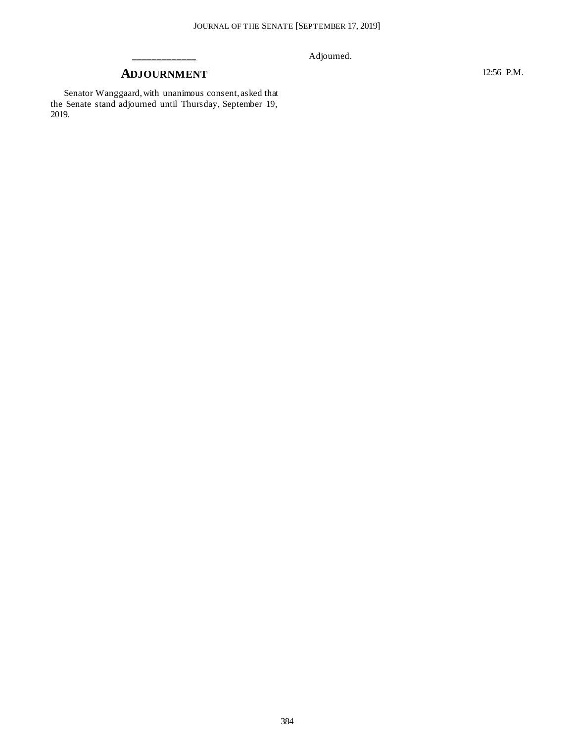## ADJOURNMENT

Senator Wanggaard, with unanimous consent, asked that the Senate stand adjourned until Thursday, September 19, 2019.

Adjourned.

12:56 P.M.